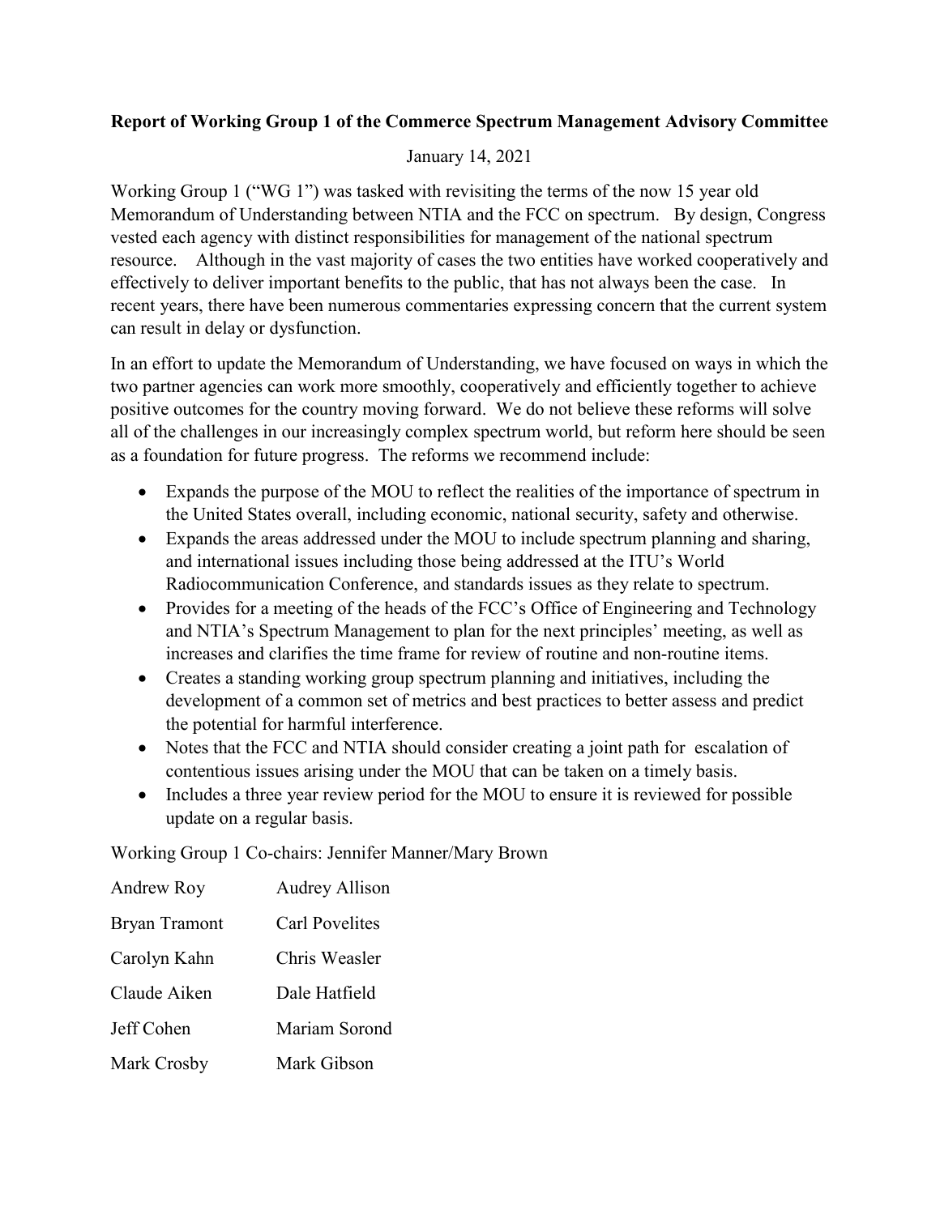**Report of Working Group 1 of the Commerce Spectrum Management Advisory Committee**

January 14, 2021

Working Group 1 ("WG 1") was tasked with revisiting the terms of the now 15 year old Memorandum of Understanding between NTIA and the FCC on spectrum. By design, Congress vested each agency with distinct responsibilities for management of the national spectrum resource. Although in the vast majority of cases the two entities have worked cooperatively and effectively to deliver important benefits to the public, that has not always been the case. In recent years, there have been numerous commentaries expressing concern that the current system can result in delay or dysfunction.

In an effort to update the Memorandum of Understanding, we have focused on ways in which the two partner agencies can work more smoothly, cooperatively and efficiently together to achieve positive outcomes for the country moving forward. We do not believe these reforms will solve all of the challenges in our increasingly complex spectrum world, but reform here should be seen as a foundation for future progress. The reforms we recommend include:

- Expands the purpose of the MOU to reflect the realities of the importance of spectrum in the United States overall, including economic, national security, safety and otherwise.
- Expands the areas addressed under the MOU to include spectrum planning and sharing, and international issues including those being addressed at the ITU's World Radiocommunication Conference, and standards issues as they relate to spectrum.
- Provides for a meeting of the heads of the FCC's Office of Engineering and Technology and NTIA's Spectrum Management to plan for the next principles' meeting, as well as increases and clarifies the time frame for review of routine and non-routine items.
- Creates a standing working group spectrum planning and initiatives, including the development of a common set of metrics and best practices to better assess and predict the potential for harmful interference.
- Notes that the FCC and NTIA should consider creating a joint path for escalation of contentious issues arising under the MOU that can be taken on a timely basis.
- Includes a three year review period for the MOU to ensure it is reviewed for possible update on a regular basis.

Working Group 1 Co-chairs: Jennifer Manner/Mary Brown

| | |
|---|---|
| Andrew Roy | Audrey Allison |
| Bryan Tramont | Carl Povelites |
| Carolyn Kahn | Chris Weasler |
| Claude Aiken | Dale Hatfield |
| Jeff Cohen | Mariam Sorond |
| Mark Crosby | Mark Gibson |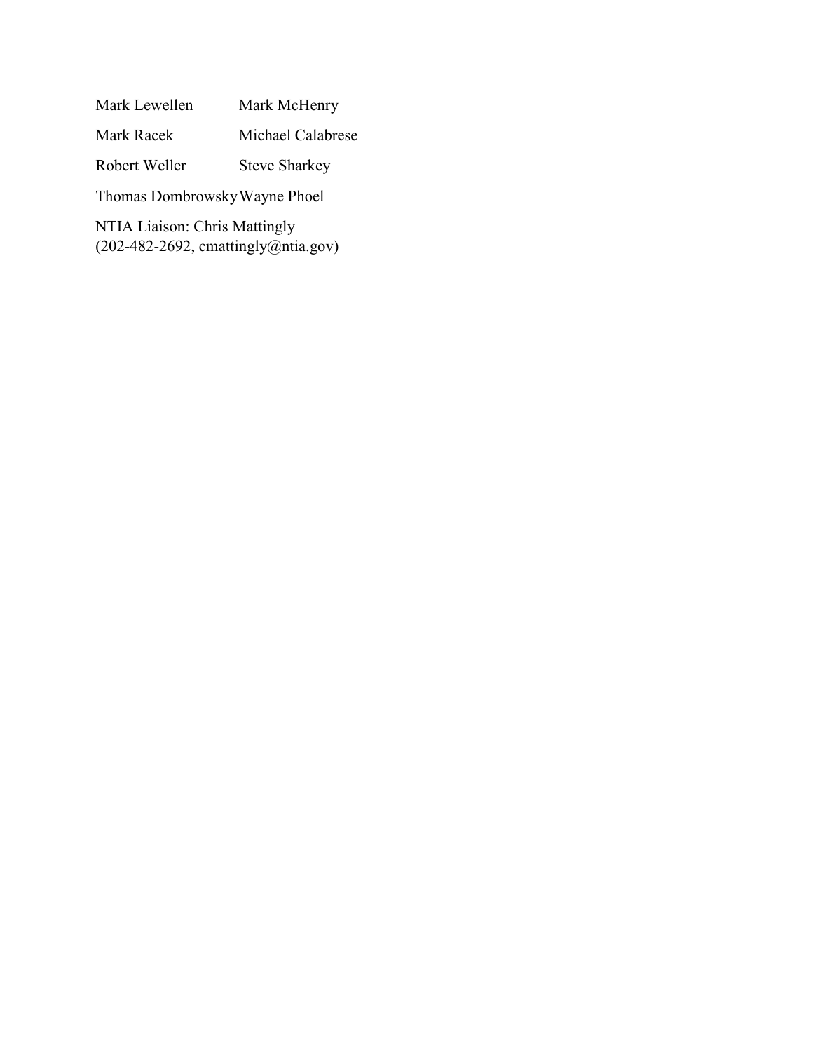| | |
|---|---|
| Mark Lewellen | Mark McHenry |
| Mark Racek | Michael Calabrese |
| Robert Weller | Steve Sharkey |
| Thomas Dombrowsky | Wayne Phoel |

NTIA Liaison: Chris Mattingly
(202-482-2692, cmattingly@ntia.gov)